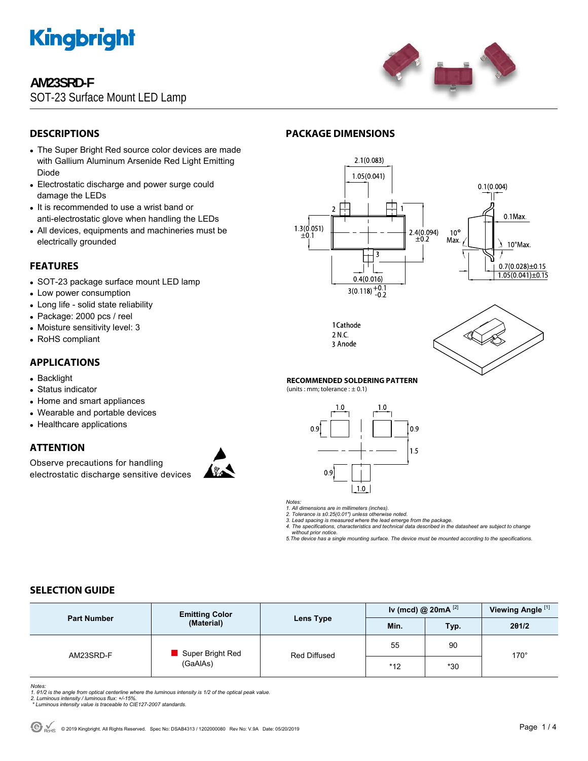# AM23SRD-F

SOT-23 Surface Mount LED Lamp

## DESCRIPTIONS

- The Super Bright Red source color devices are made with Gallium Aluminum Arsenide Red Light Emitting Diode
- Electrostatic discharge and power surge could damage the LEDs
- It is recommended to use a wrist band or anti-electrostatic glove when handling the LEDs
- All devices, equipments and machineries must be electrically grounded

## FEATURES

- SOT-23 package surface mount LED lamp
- Low power consumption
- Long life - solid state reliability
- Package: 2000 pcs / reel
- Moisture sensitivity level: 3
- RoHS compliant

## APPLICATIONS

- Backlight
- Status indicator
- Home and smart appliances
- Wearable and portable devices
- Healthcare applications

## ATTENTION

Observe precautions for handling electrostatic discharge sensitive devices

## PACKAGE DIMENSIONS

1 Cathode
2 N.C.
3 Anode

### RECOMMENDED SOLDERING PATTERN

(units : mm; tolerance : ± 0.1)

*Notes:*
*1. All dimensions are in millimeters (inches).*
*2. Tolerance is ±0.25(0.01") unless otherwise noted.*
*3. Lead spacing is measured where the lead emerge from the package.*
*4. The specifications, characteristics and technical data described in the datasheet are subject to change without prior notice.*
*5. The device has a single mounting surface. The device must be mounted according to the specifications.*

## SELECTION GUIDE

| Part Number | Emitting Color (Material) | Lens Type | Iv (mcd) @ 20mA [2] | | Viewing Angle [1] |
|---|---|---|---|---|---|
| | | | Min. | Typ. | 2θ1/2 |
| AM23SRD-F | Super Bright Red (GaAlAs) | Red Diffused | 55 | 90 | 170° |
| | | | *12 | *30 | |

*Notes:*
*1. θ1/2 is the angle from optical centerline where the luminous intensity is 1/2 of the optical peak value.*
*2. Luminous intensity / luminous flux: +/-15%.*
*\* Luminous intensity value is traceable to CIE127-2007 standards.*

© 2019 Kingbright. All Rights Reserved. Spec No: DSAB4313 / 1202000080 Rev No: V.9A Date: 05/20/2019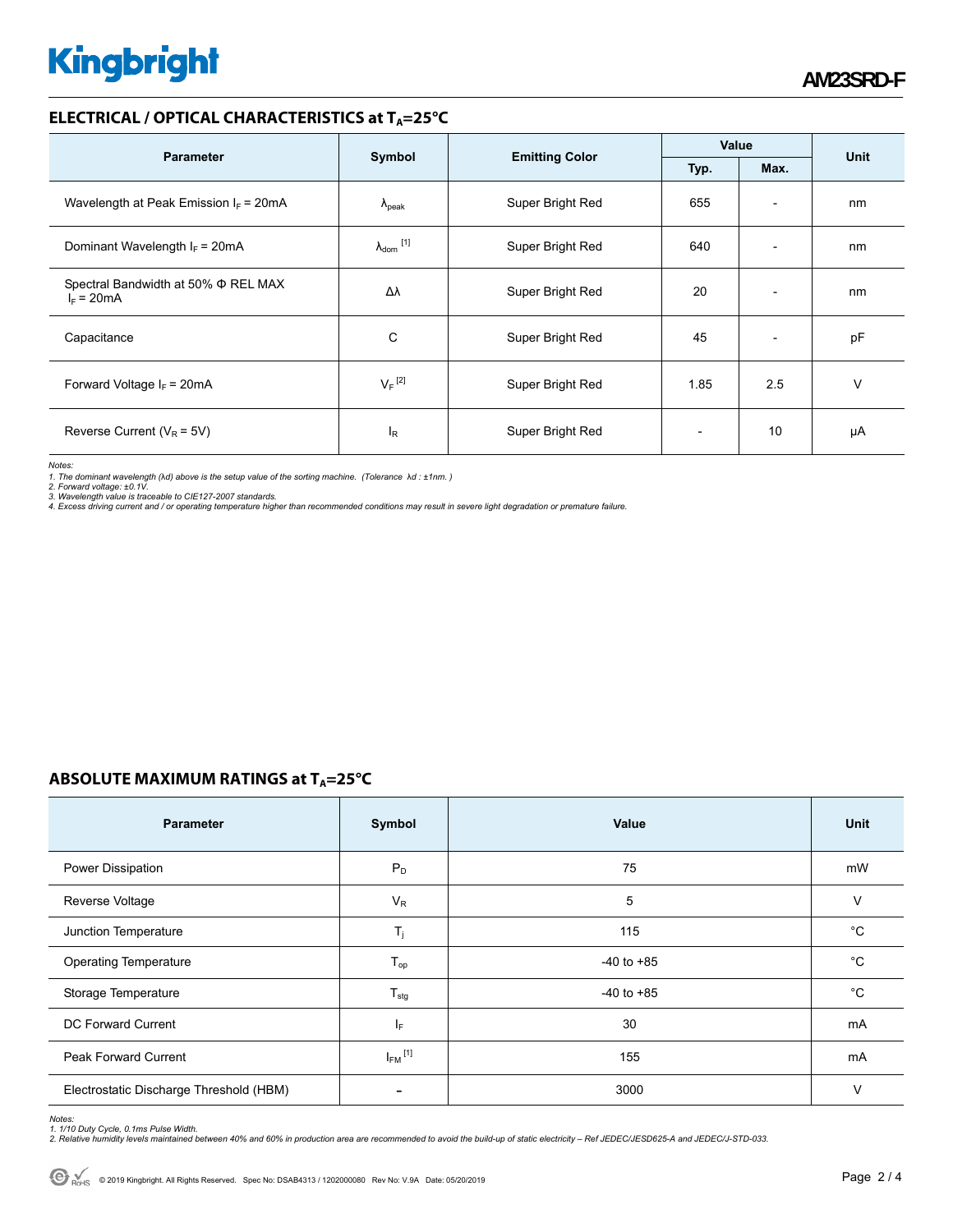## ELECTRICAL / OPTICAL CHARACTERISTICS at $T_A$=25°C

| Parameter | Symbol | Emitting Color | Value | | Unit |
|---|---|---|---|---|---|
| | | | Typ. | Max. | |
| Wavelength at Peak Emission $I_F$ = 20mA | $\lambda_{peak}$ | Super Bright Red | 655 | - | nm |
| Dominant Wavelength $I_F$ = 20mA | $\lambda_{dom}$ [1] | Super Bright Red | 640 | - | nm |
| Spectral Bandwidth at 50% Φ REL MAX $I_F$ = 20mA | Δλ | Super Bright Red | 20 | - | nm |
| Capacitance | C | Super Bright Red | 45 | - | pF |
| Forward Voltage $I_F$ = 20mA | $V_F$ [2] | Super Bright Red | 1.85 | 2.5 | V |
| Reverse Current ($V_R$ = 5V) | $I_R$ | Super Bright Red | - | 10 | μA |

*Notes:*
*1. The dominant wavelength (λd) above is the setup value of the sorting machine. (Tolerance λd : ±1nm. )*
*2. Forward voltage: ±0.1V.*
*3. Wavelength value is traceable to CIE127-2007 standards.*
*4. Excess driving current and / or operating temperature higher than recommended conditions may result in severe light degradation or premature failure.*

## ABSOLUTE MAXIMUM RATINGS at $T_A$=25°C

| Parameter | Symbol | Value | Unit |
|---|---|---|---|
| Power Dissipation | $P_D$ | 75 | mW |
| Reverse Voltage | $V_R$ | 5 | V |
| Junction Temperature | $T_j$ | 115 | °C |
| Operating Temperature | $T_{op}$ | -40 to +85 | °C |
| Storage Temperature | $T_{stg}$ | -40 to +85 | °C |
| DC Forward Current | $I_F$ | 30 | mA |
| Peak Forward Current | $I_{FM}$ [1] | 155 | mA |
| Electrostatic Discharge Threshold (HBM) | - | 3000 | V |

*Notes:*
*1. 1/10 Duty Cycle, 0.1ms Pulse Width.*
*2. Relative humidity levels maintained between 40% and 60% in production area are recommended to avoid the build-up of static electricity – Ref JEDEC/JESD625-A and JEDEC/J-STD-033.*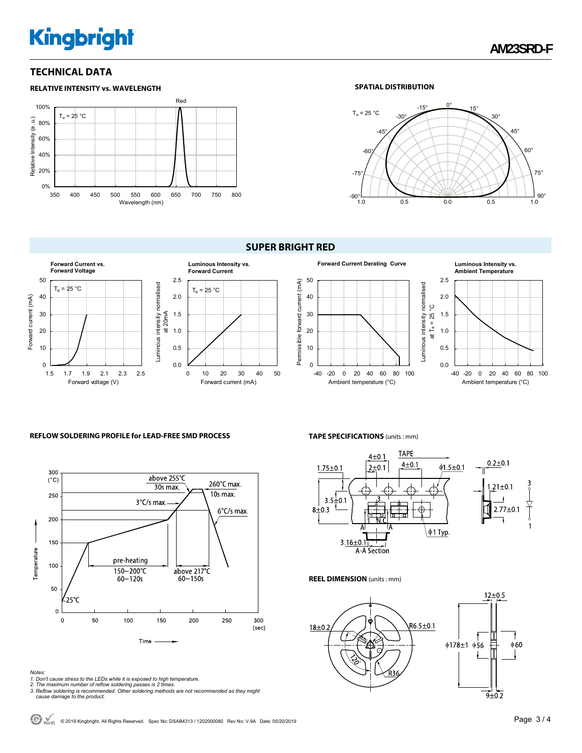## TECHNICAL DATA

### RELATIVE INTENSITY vs. WAVELENGTH

$T_a$ = 25 °C

Red

Relative Intensity (a. u.)

Wavelength (nm)

### SPATIAL DISTRIBUTION

$T_a$ = 25 °C

## SUPER BRIGHT RED

**Forward Current vs. Forward Voltage**

$T_a$ = 25 °C

Forward current (mA)

Forward voltage (V)

**Luminous Intensity vs. Forward Current**

$T_a$ = 25 °C

Luminous intensity normalised at 20mA

Forward current (mA)

**Forward Current Derating Curve**

Permissible forward current (mA)

Ambient temperature (°C)

**Luminous Intensity vs. Ambient Temperature**

Luminous intensity normalised at $T_a$ = 25 °C

Ambient temperature (°C)

### REFLOW SOLDERING PROFILE for LEAD-FREE SMD PROCESS

Temperature (°C)

Time (sec)

above 255°C 30s max.

260°C max. 10s max.

3°C/s max.

6°C/s max.

pre-heating 150~200°C 60~120s

above 217°C 60~150s

25°C

### TAPE SPECIFICATIONS (units : mm)

TAPE

4±0.1, 2±0.1, 4±0.1, ϕ1.5±0.1, 1.75±0.1, 3.5±0.1, 8±0.3, ϕ1 Typ., 3.16±0.1, A-A Section, 0.2±0.1, 1.21±0.1, 2.77±0.1, N.C

### REEL DIMENSION (units : mm)

18±0.2, R6.5±0.1, 120°, R36, 12±0.5, ϕ178±1, ϕ56, ϕ60, 9±0.2

Notes:
1. Don't cause stress to the LEDs while it is exposed to high temperature.
2. The maximum number of reflow soldering passes is 2 times.
3. Reflow soldering is recommended. Other soldering methods are not recommended as they might cause damage to the product.

© 2019 Kingbright. All Rights Reserved. Spec No: DSAB4313 / 1202000080 Rev No: V.9A Date: 05/20/2019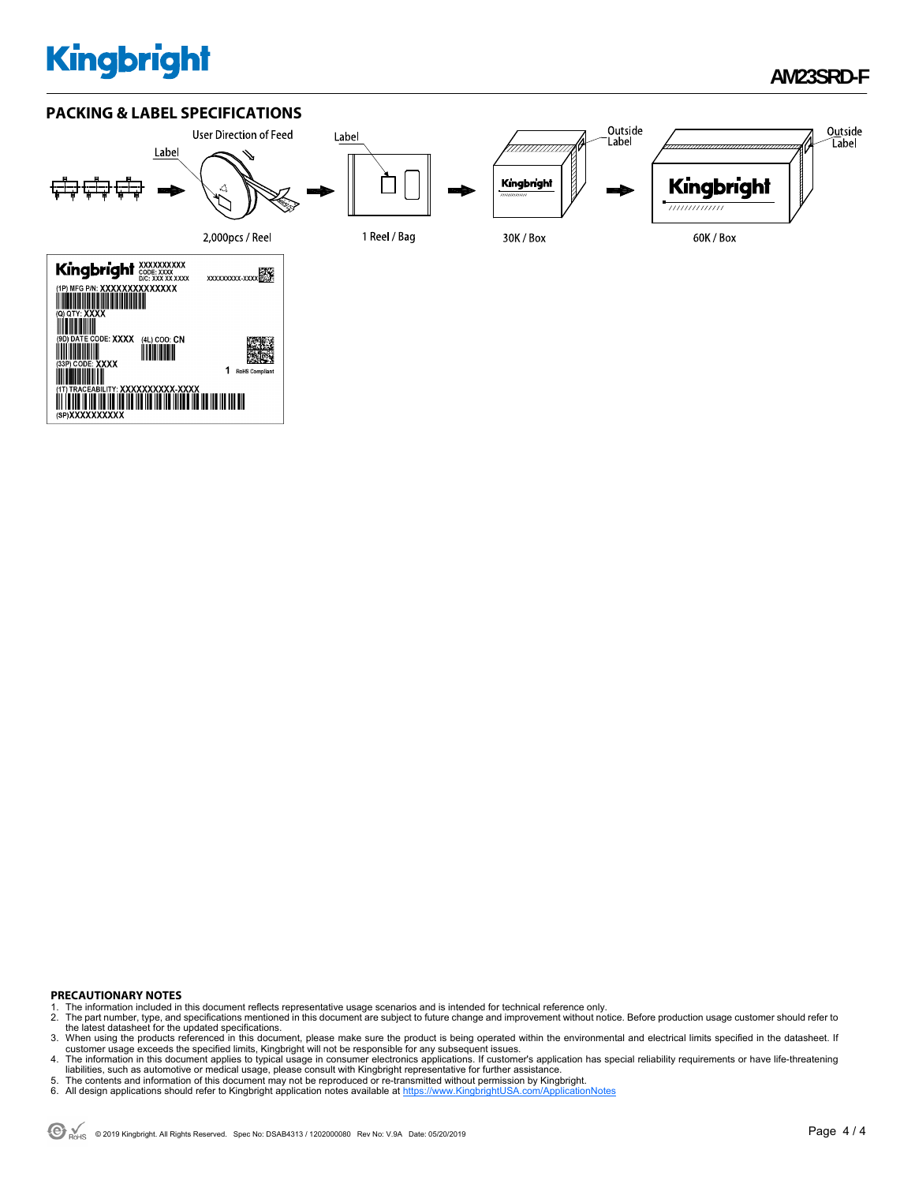## PACKING & LABEL SPECIFICATIONS

User Direction of Feed

Label

Label

Outside Label

Outside Label

2,000pcs / Reel

1 Reel / Bag

30K / Box

60K / Box

Kingbright XXXXXXXXXX CODE: XXXX D/C: XXX XX XXXX XXXXXXXXX-XXXX

(1P) MFG P/N: XXXXXXXXXXXXXX

(Q) QTY: XXXX

(9D) DATE CODE: XXXX (4L) COO: CN

(33P) CODE: XXXX

1 RoHS Compliant

(1T) TRACEABILITY: XXXXXXXXXX-XXXX

(SP)XXXXXXXXXX

### PRECAUTIONARY NOTES

1. The information included in this document reflects representative usage scenarios and is intended for technical reference only.
2. The part number, type, and specifications mentioned in this document are subject to future change and improvement without notice. Before production usage customer should refer to the latest datasheet for the updated specifications.
3. When using the products referenced in this document, please make sure the product is being operated within the environmental and electrical limits specified in the datasheet. If customer usage exceeds the specified limits, Kingbright will not be responsible for any subsequent issues.
4. The information in this document applies to typical usage in consumer electronics applications. If customer's application has special reliability requirements or have life-threatening liabilities, such as automotive or medical usage, please consult with Kingbright representative for further assistance.
5. The contents and information of this document may not be reproduced or re-transmitted without permission by Kingbright.
6. All design applications should refer to Kingbright application notes available at https://www.KingbrightUSA.com/ApplicationNotes